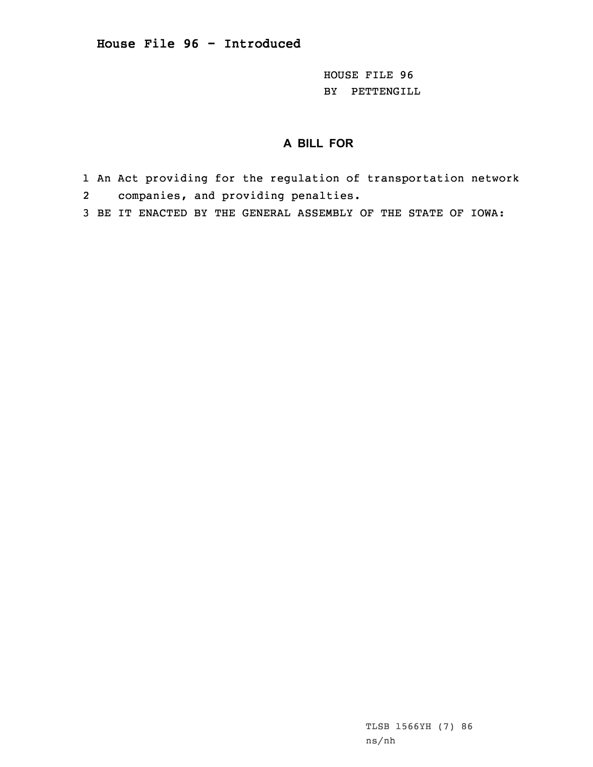## House File 96 - Introduced

HOUSE FILE 96
BY PETTENGILL

### A BILL FOR

1 An Act providing for the regulation of transportation network
2 companies, and providing penalties.
3 BE IT ENACTED BY THE GENERAL ASSEMBLY OF THE STATE OF IOWA:

TLSB 1566YH (7) 86
ns/nh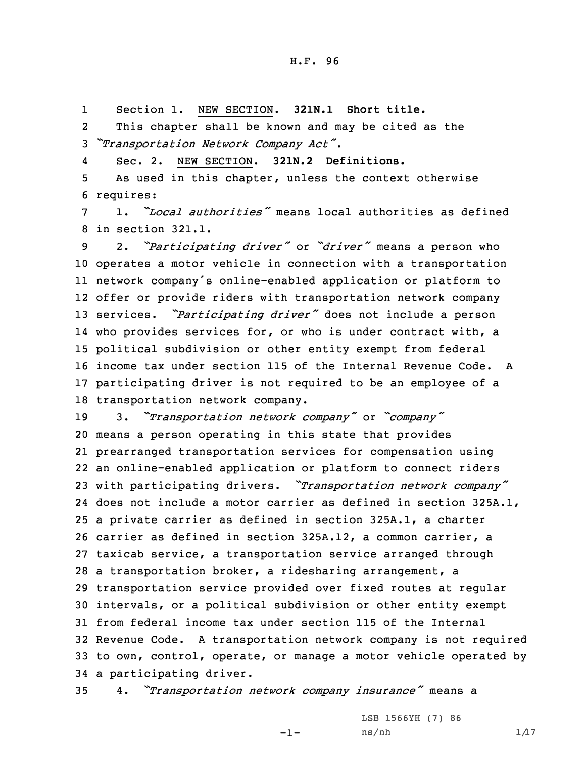H.F. 96

Section 1. NEW SECTION. **321N.1 Short title.**

This chapter shall be known and may be cited as the "*Transportation Network Company Act*".

Sec. 2. NEW SECTION. **321N.2 Definitions.**

As used in this chapter, unless the context otherwise requires:

1. "*Local authorities*" means local authorities as defined in section 321.1.

2. "*Participating driver*" or "*driver*" means a person who operates a motor vehicle in connection with a transportation network company's online-enabled application or platform to offer or provide riders with transportation network company services. "*Participating driver*" does not include a person who provides services for, or who is under contract with, a political subdivision or other entity exempt from federal income tax under section 115 of the Internal Revenue Code. A participating driver is not required to be an employee of a transportation network company.

3. "*Transportation network company*" or "*company*" means a person operating in this state that provides prearranged transportation services for compensation using an online-enabled application or platform to connect riders with participating drivers. "*Transportation network company*" does not include a motor carrier as defined in section 325A.1, a private carrier as defined in section 325A.1, a charter carrier as defined in section 325A.12, a common carrier, a taxicab service, a transportation service arranged through a transportation broker, a ridesharing arrangement, a transportation service provided over fixed routes at regular intervals, or a political subdivision or other entity exempt from federal income tax under section 115 of the Internal Revenue Code. A transportation network company is not required to own, control, operate, or manage a motor vehicle operated by a participating driver.

4. "*Transportation network company insurance*" means a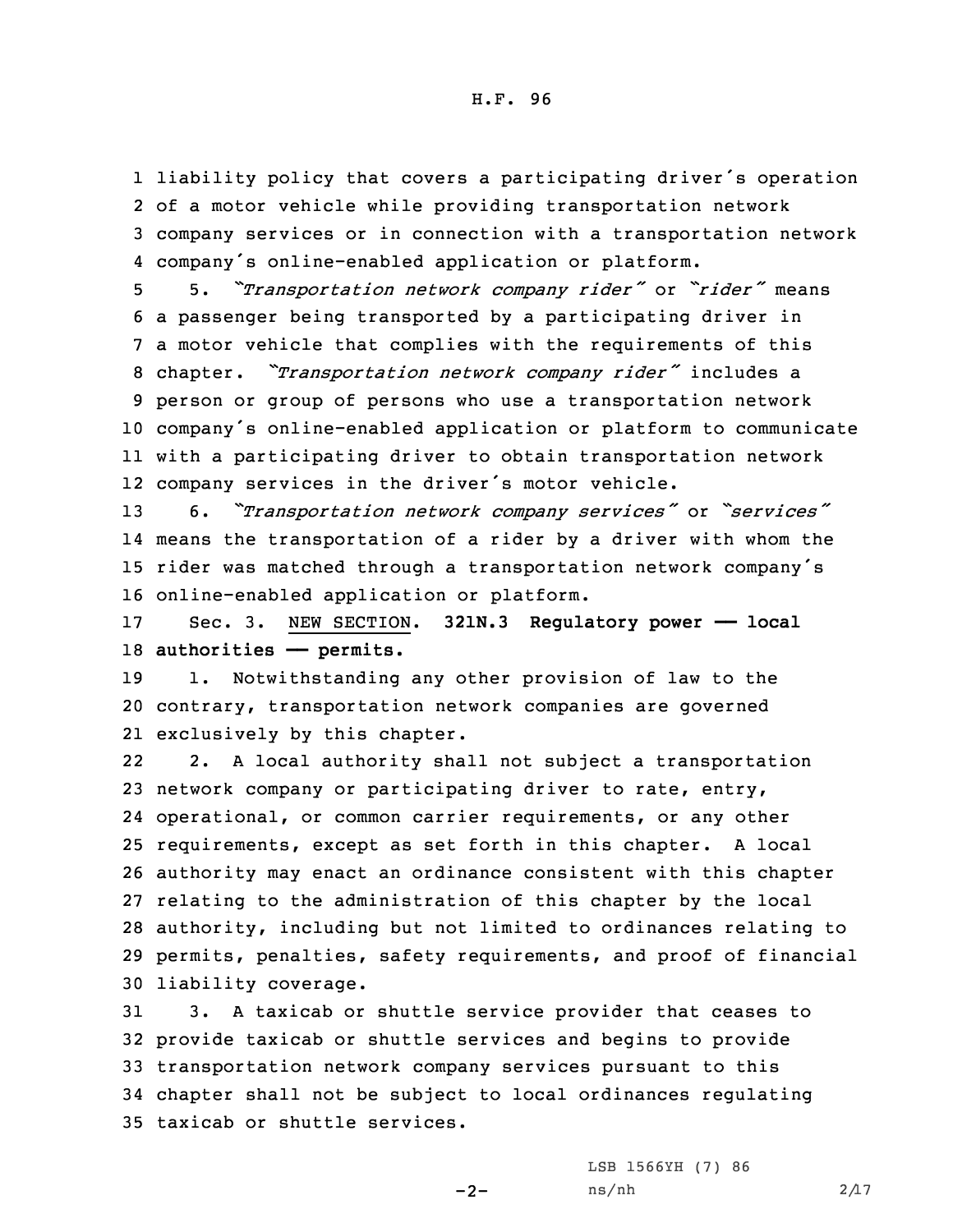liability policy that covers a participating driver's operation of a motor vehicle while providing transportation network company services or in connection with a transportation network company's online-enabled application or platform.

5. *"Transportation network company rider"* or *"rider"* means a passenger being transported by a participating driver in a motor vehicle that complies with the requirements of this chapter. *"Transportation network company rider"* includes a person or group of persons who use a transportation network company's online-enabled application or platform to communicate with a participating driver to obtain transportation network company services in the driver's motor vehicle.

6. *"Transportation network company services"* or *"services"* means the transportation of a rider by a driver with whom the rider was matched through a transportation network company's online-enabled application or platform.

Sec. 3. NEW SECTION. **321N.3 Regulatory power — local authorities — permits.**

1. Notwithstanding any other provision of law to the contrary, transportation network companies are governed exclusively by this chapter.

2. A local authority shall not subject a transportation network company or participating driver to rate, entry, operational, or common carrier requirements, or any other requirements, except as set forth in this chapter. A local authority may enact an ordinance consistent with this chapter relating to the administration of this chapter by the local authority, including but not limited to ordinances relating to permits, penalties, safety requirements, and proof of financial liability coverage.

3. A taxicab or shuttle service provider that ceases to provide taxicab or shuttle services and begins to provide transportation network company services pursuant to this chapter shall not be subject to local ordinances regulating taxicab or shuttle services.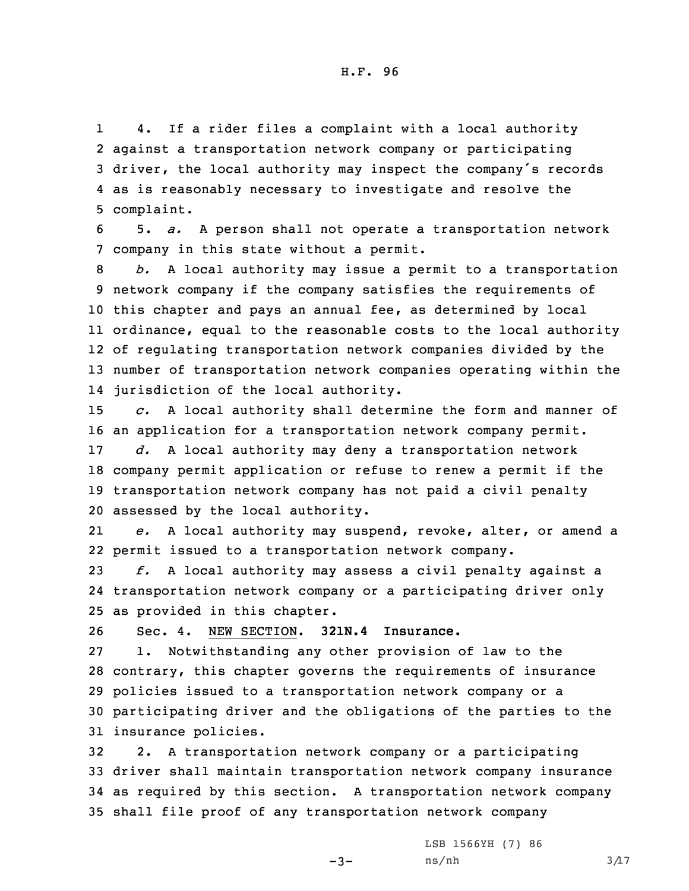4. If a rider files a complaint with a local authority against a transportation network company or participating driver, the local authority may inspect the company's records as is reasonably necessary to investigate and resolve the complaint.

5. *a.* A person shall not operate a transportation network company in this state without a permit.

*b.* A local authority may issue a permit to a transportation network company if the company satisfies the requirements of this chapter and pays an annual fee, as determined by local ordinance, equal to the reasonable costs to the local authority of regulating transportation network companies divided by the number of transportation network companies operating within the jurisdiction of the local authority.

*c.* A local authority shall determine the form and manner of an application for a transportation network company permit.

*d.* A local authority may deny a transportation network company permit application or refuse to renew a permit if the transportation network company has not paid a civil penalty assessed by the local authority.

*e.* A local authority may suspend, revoke, alter, or amend a permit issued to a transportation network company.

*f.* A local authority may assess a civil penalty against a transportation network company or a participating driver only as provided in this chapter.

Sec. 4. NEW SECTION. **321N.4 Insurance.**

1. Notwithstanding any other provision of law to the contrary, this chapter governs the requirements of insurance policies issued to a transportation network company or a participating driver and the obligations of the parties to the insurance policies.

2. A transportation network company or a participating driver shall maintain transportation network company insurance as required by this section. A transportation network company shall file proof of any transportation network company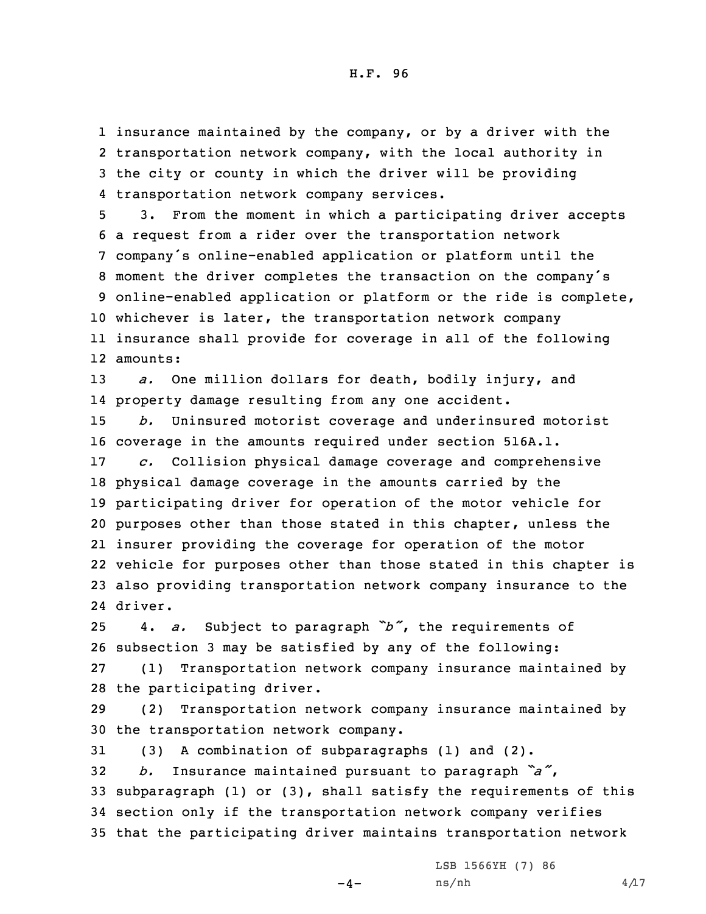insurance maintained by the company, or by a driver with the transportation network company, with the local authority in the city or county in which the driver will be providing transportation network company services.

3. From the moment in which a participating driver accepts a request from a rider over the transportation network company's online-enabled application or platform until the moment the driver completes the transaction on the company's online-enabled application or platform or the ride is complete, whichever is later, the transportation network company insurance shall provide for coverage in all of the following amounts:

*a.* One million dollars for death, bodily injury, and property damage resulting from any one accident.

*b.* Uninsured motorist coverage and underinsured motorist coverage in the amounts required under section 516A.1.

*c.* Collision physical damage coverage and comprehensive physical damage coverage in the amounts carried by the participating driver for operation of the motor vehicle for purposes other than those stated in this chapter, unless the insurer providing the coverage for operation of the motor vehicle for purposes other than those stated in this chapter is also providing transportation network company insurance to the driver.

4. *a.* Subject to paragraph *"b"*, the requirements of subsection 3 may be satisfied by any of the following:

(1) Transportation network company insurance maintained by the participating driver.

(2) Transportation network company insurance maintained by the transportation network company.

(3) A combination of subparagraphs (1) and (2).

*b.* Insurance maintained pursuant to paragraph *"a"*, subparagraph (1) or (3), shall satisfy the requirements of this section only if the transportation network company verifies that the participating driver maintains transportation network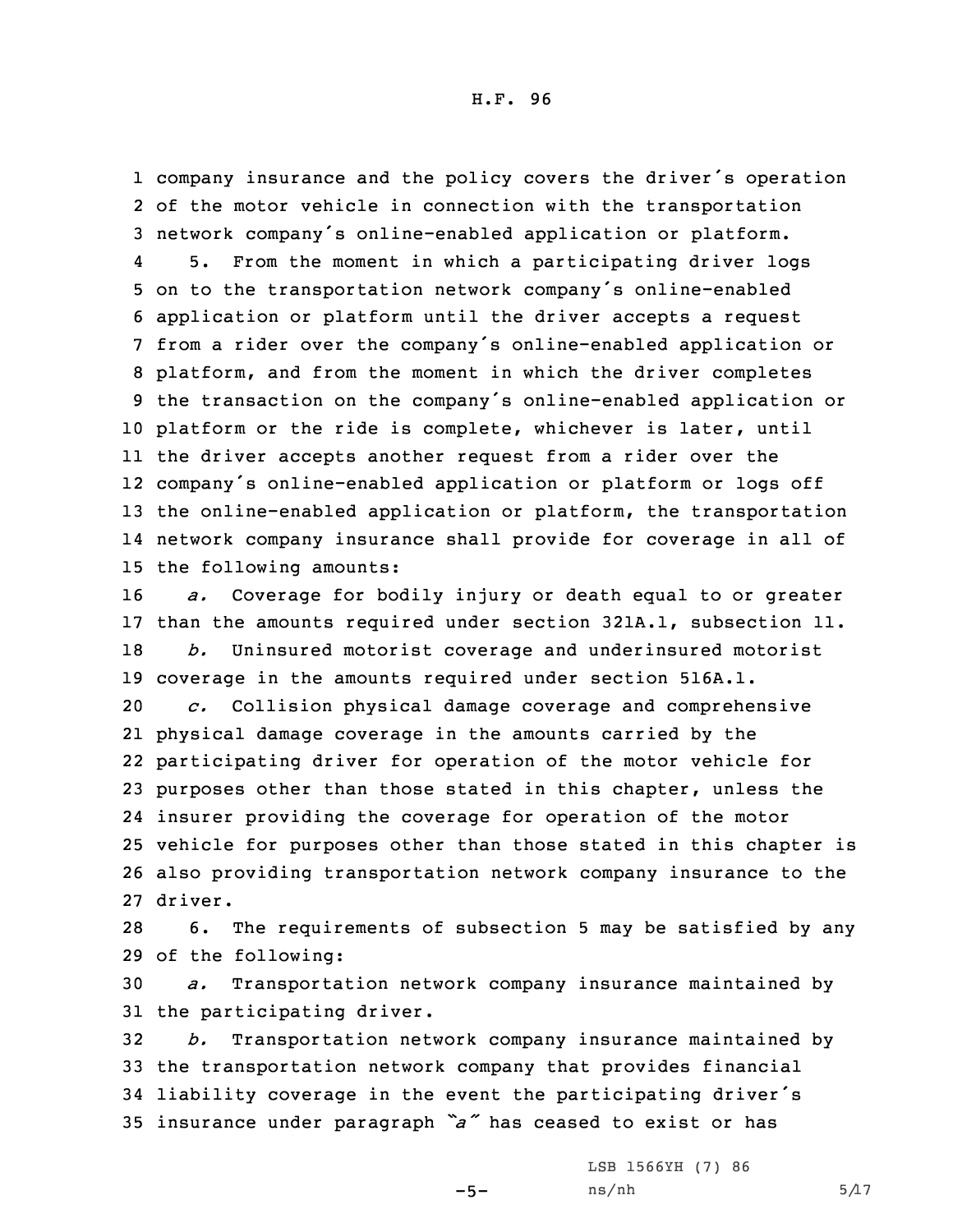company insurance and the policy covers the driver's operation of the motor vehicle in connection with the transportation network company's online-enabled application or platform.

5. From the moment in which a participating driver logs on to the transportation network company's online-enabled application or platform until the driver accepts a request from a rider over the company's online-enabled application or platform, and from the moment in which the driver completes the transaction on the company's online-enabled application or platform or the ride is complete, whichever is later, until the driver accepts another request from a rider over the company's online-enabled application or platform or logs off the online-enabled application or platform, the transportation network company insurance shall provide for coverage in all of the following amounts:

*a.* Coverage for bodily injury or death equal to or greater than the amounts required under section 321A.1, subsection 11.

*b.* Uninsured motorist coverage and underinsured motorist coverage in the amounts required under section 516A.1.

*c.* Collision physical damage coverage and comprehensive physical damage coverage in the amounts carried by the participating driver for operation of the motor vehicle for purposes other than those stated in this chapter, unless the insurer providing the coverage for operation of the motor vehicle for purposes other than those stated in this chapter is also providing transportation network company insurance to the driver.

6. The requirements of subsection 5 may be satisfied by any of the following:

*a.* Transportation network company insurance maintained by the participating driver.

*b.* Transportation network company insurance maintained by the transportation network company that provides financial liability coverage in the event the participating driver's insurance under paragraph *"a"* has ceased to exist or has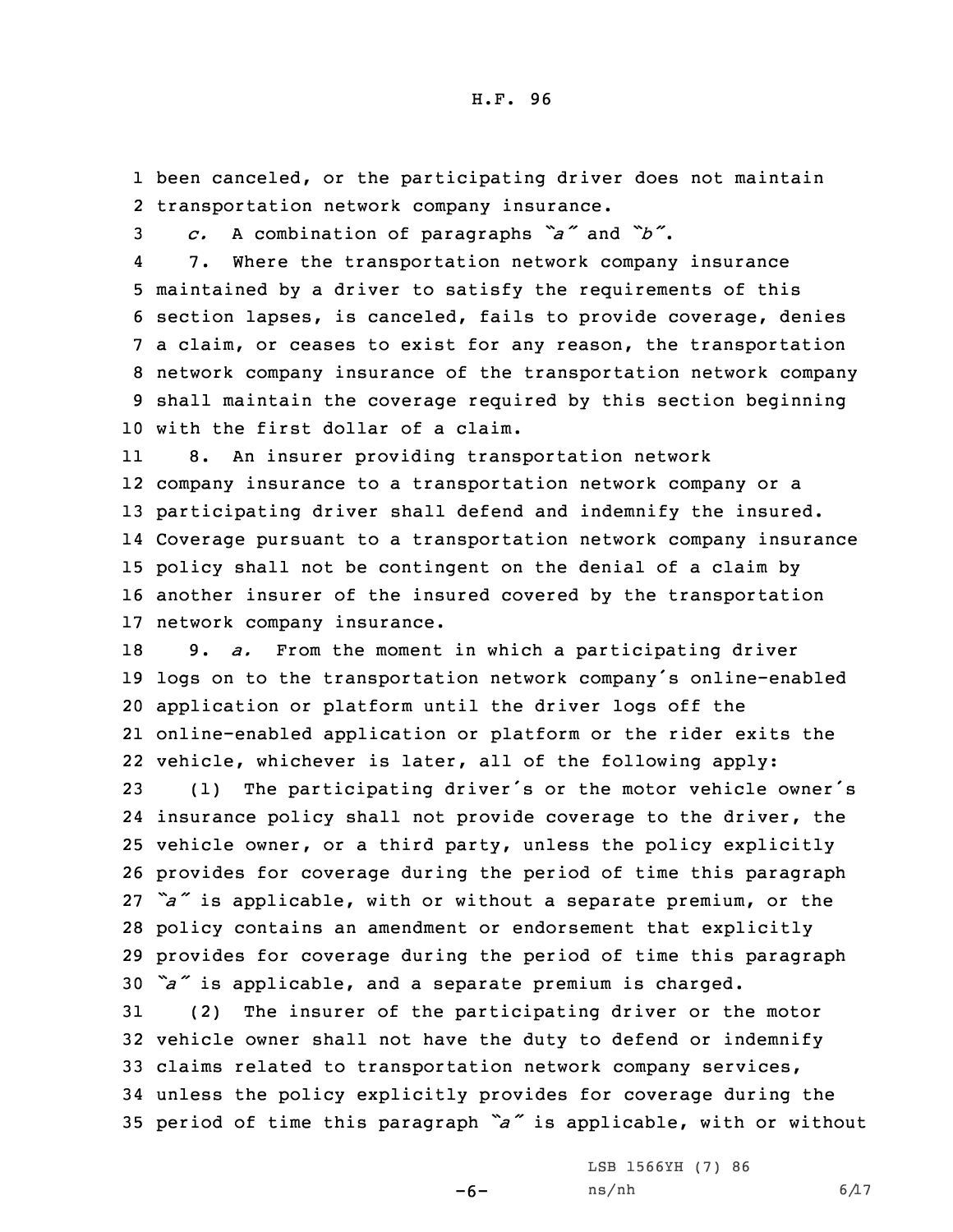been canceled, or the participating driver does not maintain transportation network company insurance.

*c.* A combination of paragraphs *"a"* and *"b"*.

7. Where the transportation network company insurance maintained by a driver to satisfy the requirements of this section lapses, is canceled, fails to provide coverage, denies a claim, or ceases to exist for any reason, the transportation network company insurance of the transportation network company shall maintain the coverage required by this section beginning with the first dollar of a claim.

8. An insurer providing transportation network company insurance to a transportation network company or a participating driver shall defend and indemnify the insured. Coverage pursuant to a transportation network company insurance policy shall not be contingent on the denial of a claim by another insurer of the insured covered by the transportation network company insurance.

9. *a.* From the moment in which a participating driver logs on to the transportation network company's online-enabled application or platform until the driver logs off the online-enabled application or platform or the rider exits the vehicle, whichever is later, all of the following apply:

(1) The participating driver's or the motor vehicle owner's insurance policy shall not provide coverage to the driver, the vehicle owner, or a third party, unless the policy explicitly provides for coverage during the period of time this paragraph *"a"* is applicable, with or without a separate premium, or the policy contains an amendment or endorsement that explicitly provides for coverage during the period of time this paragraph *"a"* is applicable, and a separate premium is charged.

(2) The insurer of the participating driver or the motor vehicle owner shall not have the duty to defend or indemnify claims related to transportation network company services, unless the policy explicitly provides for coverage during the period of time this paragraph *"a"* is applicable, with or without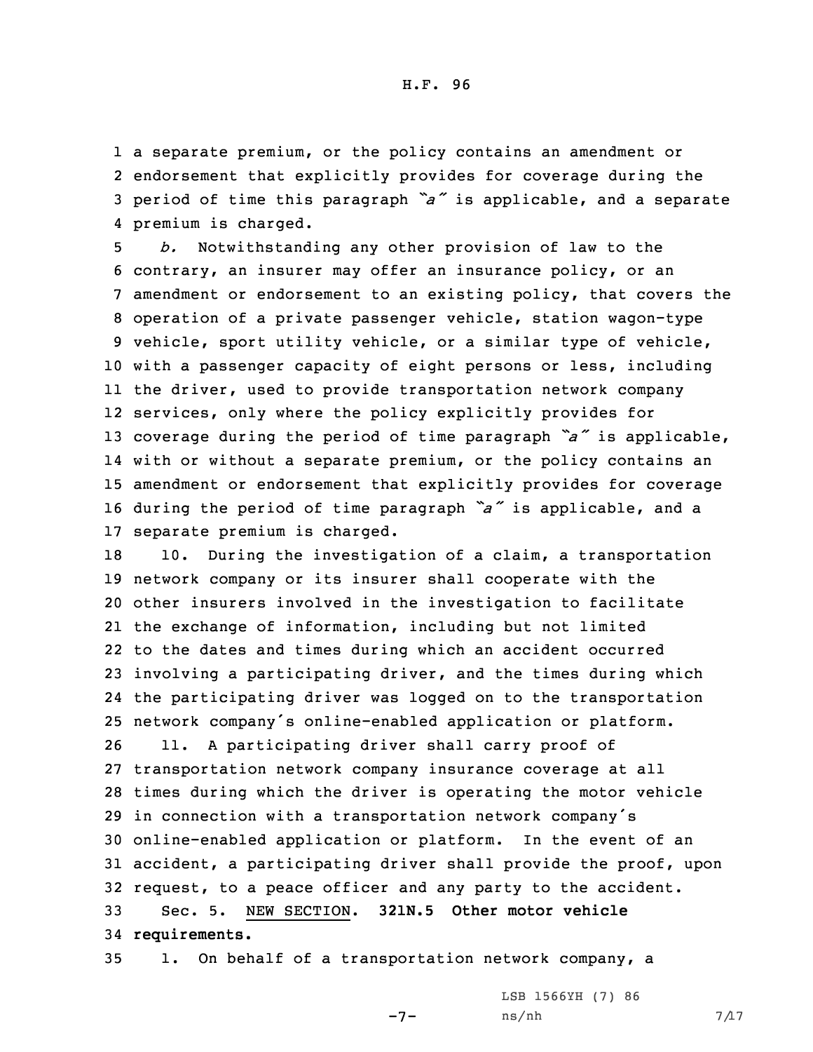a separate premium, or the policy contains an amendment or endorsement that explicitly provides for coverage during the period of time this paragraph *"a"* is applicable, and a separate premium is charged.

*b.* Notwithstanding any other provision of law to the contrary, an insurer may offer an insurance policy, or an amendment or endorsement to an existing policy, that covers the operation of a private passenger vehicle, station wagon-type vehicle, sport utility vehicle, or a similar type of vehicle, with a passenger capacity of eight persons or less, including the driver, used to provide transportation network company services, only where the policy explicitly provides for coverage during the period of time paragraph *"a"* is applicable, with or without a separate premium, or the policy contains an amendment or endorsement that explicitly provides for coverage during the period of time paragraph *"a"* is applicable, and a separate premium is charged.

10. During the investigation of a claim, a transportation network company or its insurer shall cooperate with the other insurers involved in the investigation to facilitate the exchange of information, including but not limited to the dates and times during which an accident occurred involving a participating driver, and the times during which the participating driver was logged on to the transportation network company's online-enabled application or platform.

11. A participating driver shall carry proof of transportation network company insurance coverage at all times during which the driver is operating the motor vehicle in connection with a transportation network company's online-enabled application or platform. In the event of an accident, a participating driver shall provide the proof, upon request, to a peace officer and any party to the accident.

Sec. 5. NEW SECTION. **321N.5 Other motor vehicle requirements.**

1. On behalf of a transportation network company, a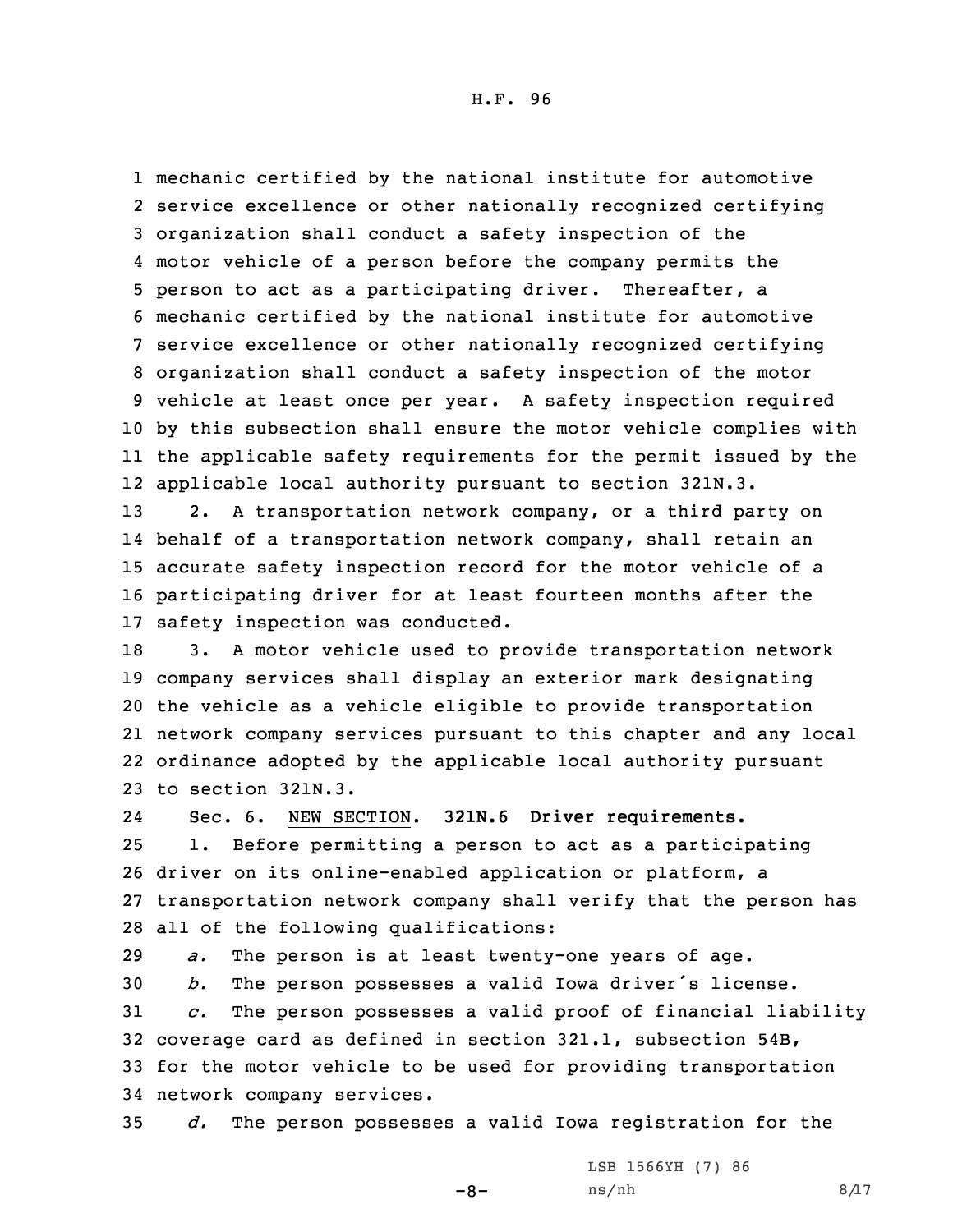mechanic certified by the national institute for automotive service excellence or other nationally recognized certifying organization shall conduct a safety inspection of the motor vehicle of a person before the company permits the person to act as a participating driver. Thereafter, a mechanic certified by the national institute for automotive service excellence or other nationally recognized certifying organization shall conduct a safety inspection of the motor vehicle at least once per year. A safety inspection required by this subsection shall ensure the motor vehicle complies with the applicable safety requirements for the permit issued by the applicable local authority pursuant to section 321N.3.

2. A transportation network company, or a third party on behalf of a transportation network company, shall retain an accurate safety inspection record for the motor vehicle of a participating driver for at least fourteen months after the safety inspection was conducted.

3. A motor vehicle used to provide transportation network company services shall display an exterior mark designating the vehicle as a vehicle eligible to provide transportation network company services pursuant to this chapter and any local ordinance adopted by the applicable local authority pursuant to section 321N.3.

Sec. 6. NEW SECTION. **321N.6 Driver requirements.**

1. Before permitting a person to act as a participating driver on its online-enabled application or platform, a transportation network company shall verify that the person has all of the following qualifications:

*a.* The person is at least twenty-one years of age.

*b.* The person possesses a valid Iowa driver's license.

*c.* The person possesses a valid proof of financial liability coverage card as defined in section 321.1, subsection 54B, for the motor vehicle to be used for providing transportation network company services.

*d.* The person possesses a valid Iowa registration for the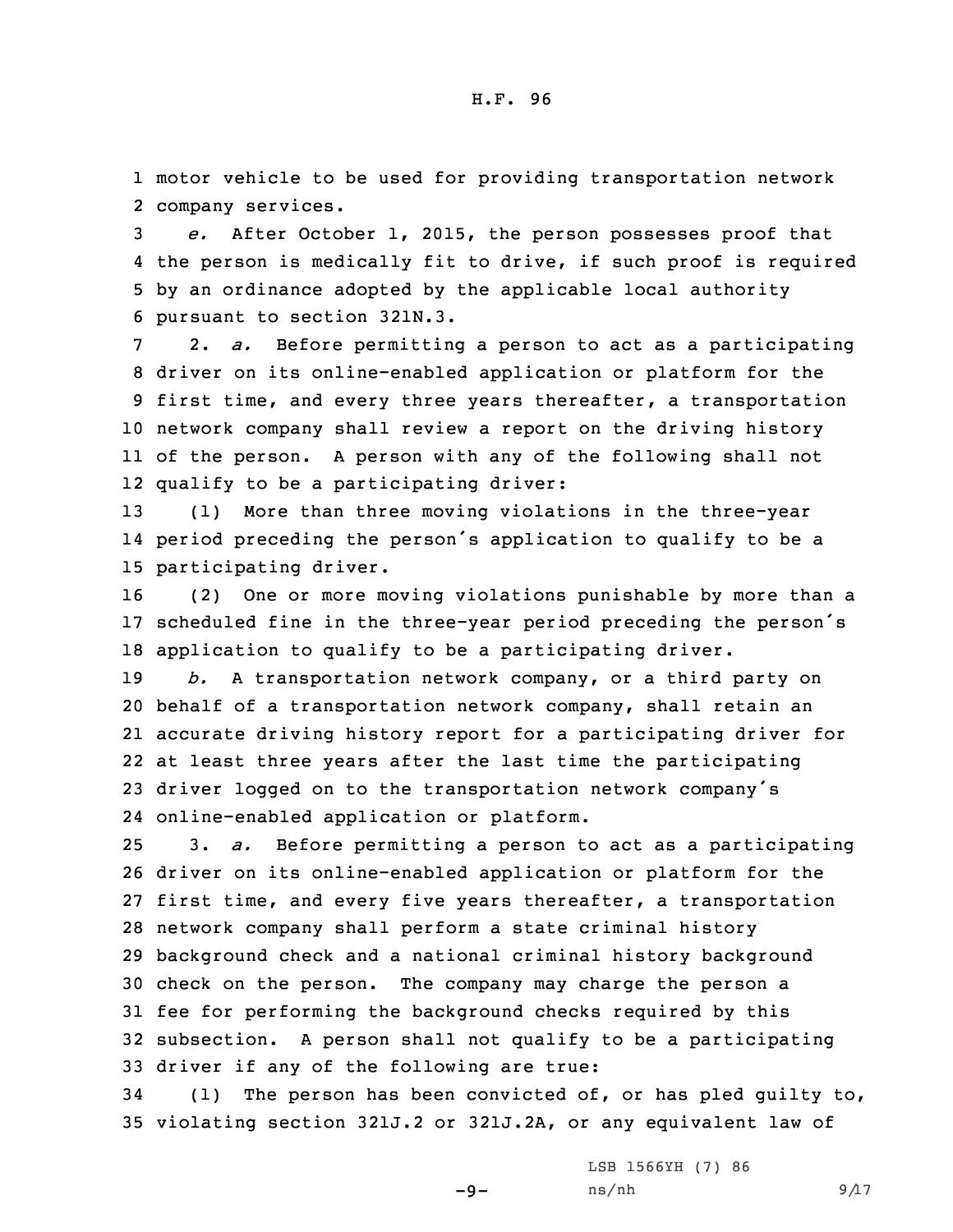motor vehicle to be used for providing transportation network company services.

*e.* After October 1, 2015, the person possesses proof that the person is medically fit to drive, if such proof is required by an ordinance adopted by the applicable local authority pursuant to section 321N.3.

2. *a.* Before permitting a person to act as a participating driver on its online-enabled application or platform for the first time, and every three years thereafter, a transportation network company shall review a report on the driving history of the person. A person with any of the following shall not qualify to be a participating driver:

(1) More than three moving violations in the three-year period preceding the person's application to qualify to be a participating driver.

(2) One or more moving violations punishable by more than a scheduled fine in the three-year period preceding the person's application to qualify to be a participating driver.

*b.* A transportation network company, or a third party on behalf of a transportation network company, shall retain an accurate driving history report for a participating driver for at least three years after the last time the participating driver logged on to the transportation network company's online-enabled application or platform.

3. *a.* Before permitting a person to act as a participating driver on its online-enabled application or platform for the first time, and every five years thereafter, a transportation network company shall perform a state criminal history background check and a national criminal history background check on the person. The company may charge the person a fee for performing the background checks required by this subsection. A person shall not qualify to be a participating driver if any of the following are true:

(1) The person has been convicted of, or has pled guilty to, violating section 321J.2 or 321J.2A, or any equivalent law of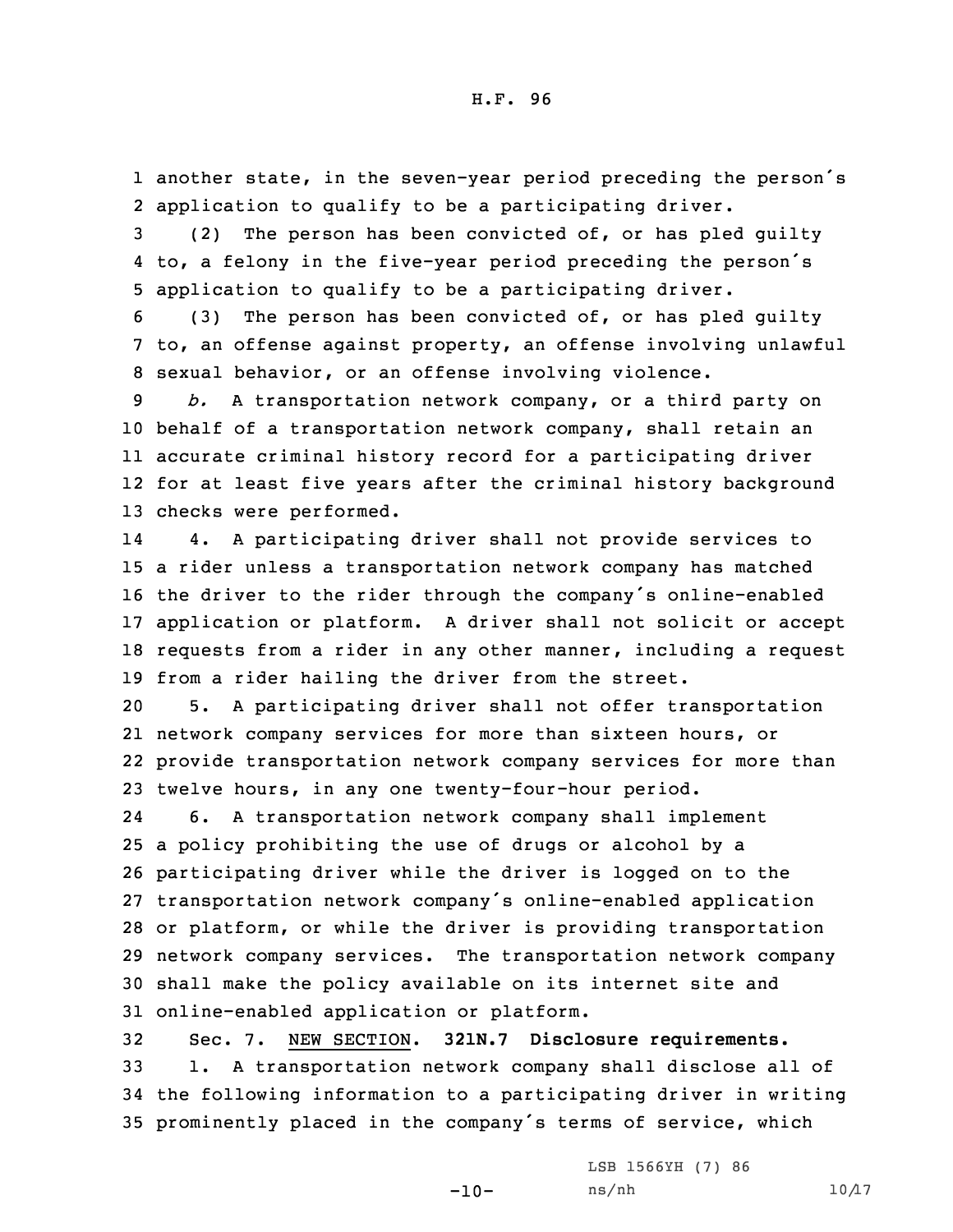another state, in the seven-year period preceding the person's application to qualify to be a participating driver.

(2) The person has been convicted of, or has pled guilty to, a felony in the five-year period preceding the person's application to qualify to be a participating driver.

(3) The person has been convicted of, or has pled guilty to, an offense against property, an offense involving unlawful sexual behavior, or an offense involving violence.

*b.* A transportation network company, or a third party on behalf of a transportation network company, shall retain an accurate criminal history record for a participating driver for at least five years after the criminal history background checks were performed.

4. A participating driver shall not provide services to a rider unless a transportation network company has matched the driver to the rider through the company's online-enabled application or platform. A driver shall not solicit or accept requests from a rider in any other manner, including a request from a rider hailing the driver from the street.

5. A participating driver shall not offer transportation network company services for more than sixteen hours, or provide transportation network company services for more than twelve hours, in any one twenty-four-hour period.

6. A transportation network company shall implement a policy prohibiting the use of drugs or alcohol by a participating driver while the driver is logged on to the transportation network company's online-enabled application or platform, or while the driver is providing transportation network company services. The transportation network company shall make the policy available on its internet site and online-enabled application or platform.

Sec. 7. NEW SECTION. **321N.7 Disclosure requirements.**

1. A transportation network company shall disclose all of the following information to a participating driver in writing prominently placed in the company's terms of service, which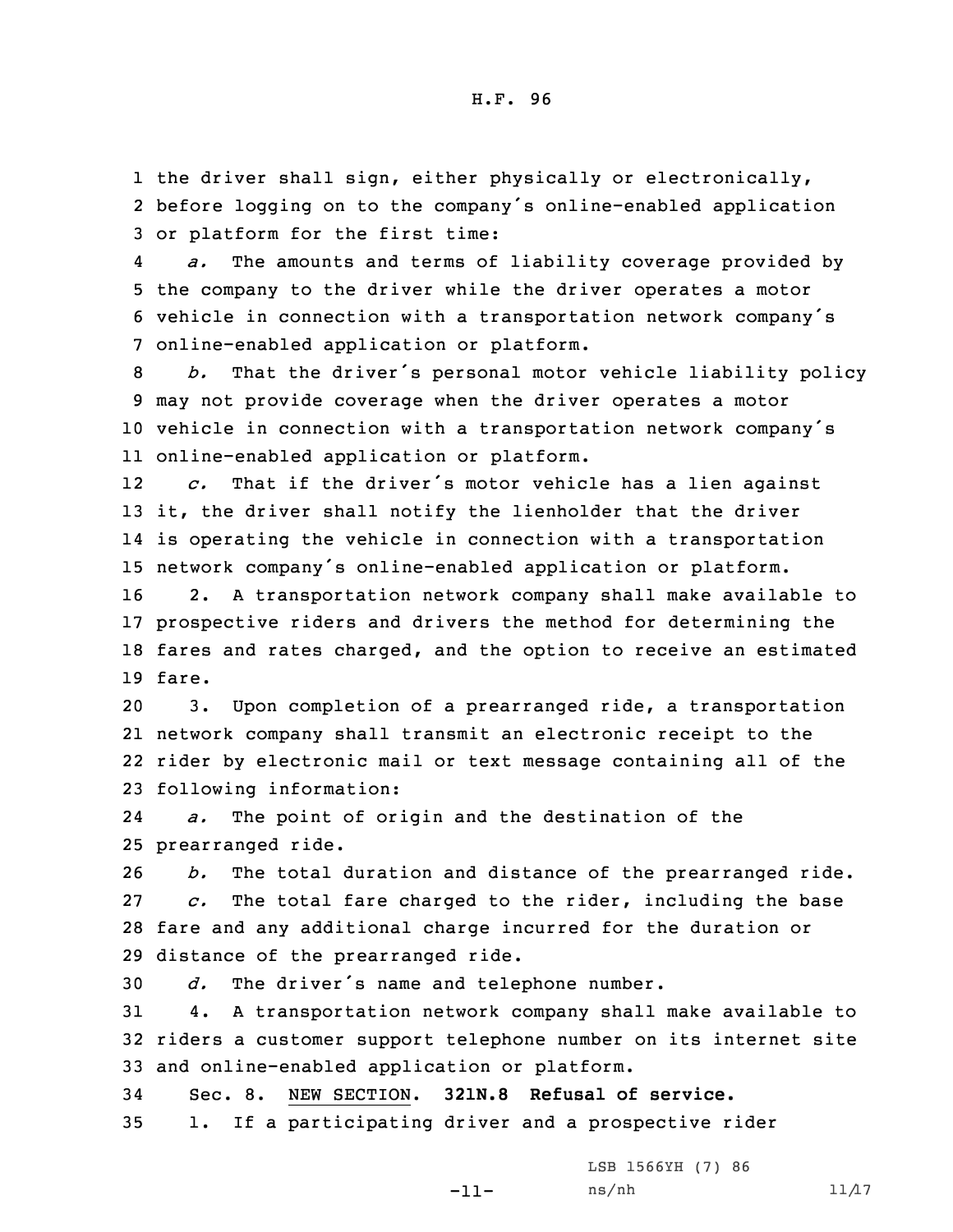the driver shall sign, either physically or electronically, before logging on to the company's online-enabled application or platform for the first time:

*a.* The amounts and terms of liability coverage provided by the company to the driver while the driver operates a motor vehicle in connection with a transportation network company's online-enabled application or platform.

*b.* That the driver's personal motor vehicle liability policy may not provide coverage when the driver operates a motor vehicle in connection with a transportation network company's online-enabled application or platform.

*c.* That if the driver's motor vehicle has a lien against it, the driver shall notify the lienholder that the driver is operating the vehicle in connection with a transportation network company's online-enabled application or platform.

2. A transportation network company shall make available to prospective riders and drivers the method for determining the fares and rates charged, and the option to receive an estimated fare.

3. Upon completion of a prearranged ride, a transportation network company shall transmit an electronic receipt to the rider by electronic mail or text message containing all of the following information:

*a.* The point of origin and the destination of the prearranged ride.

*b.* The total duration and distance of the prearranged ride.

*c.* The total fare charged to the rider, including the base fare and any additional charge incurred for the duration or distance of the prearranged ride.

*d.* The driver's name and telephone number.

4. A transportation network company shall make available to riders a customer support telephone number on its internet site and online-enabled application or platform.

Sec. 8. NEW SECTION. **321N.8 Refusal of service.**

1. If a participating driver and a prospective rider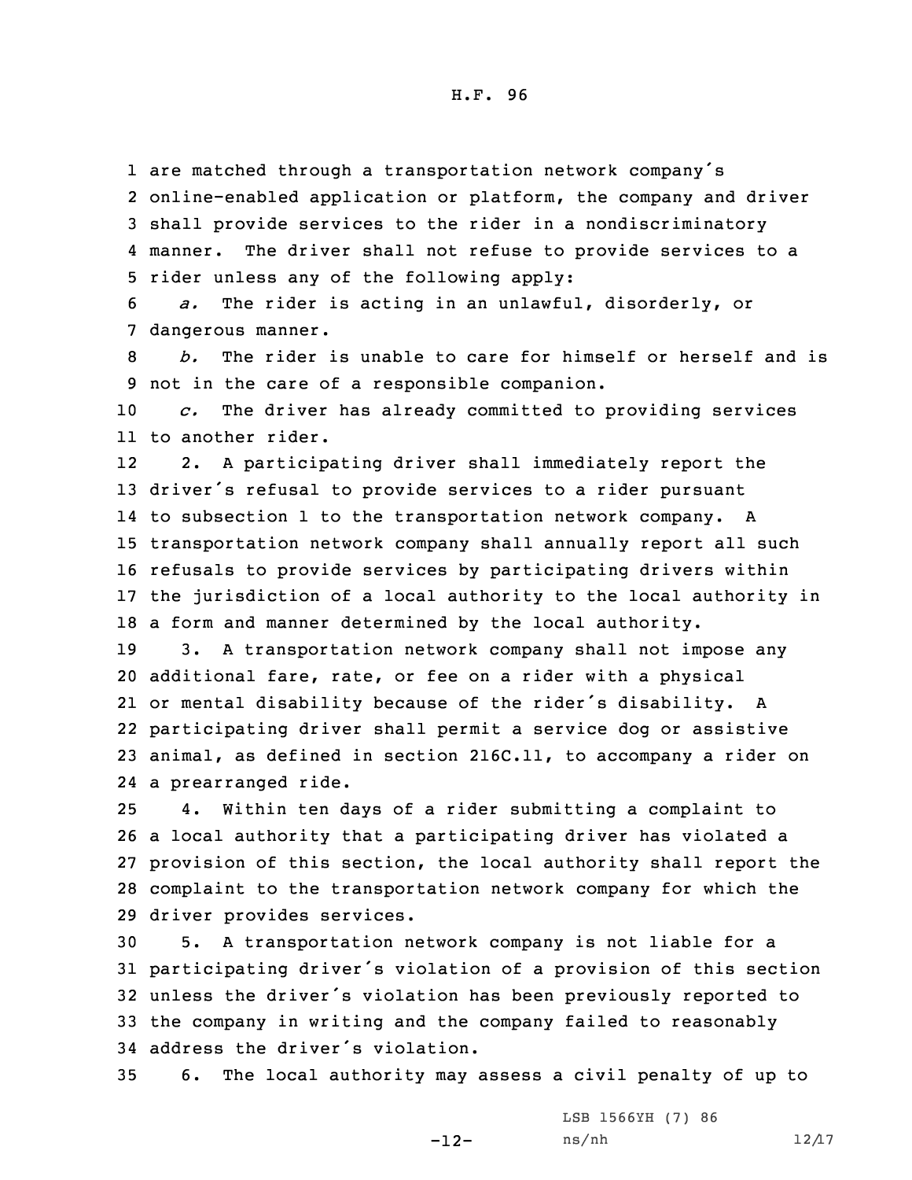are matched through a transportation network company's online-enabled application or platform, the company and driver shall provide services to the rider in a nondiscriminatory manner. The driver shall not refuse to provide services to a rider unless any of the following apply:

*a.* The rider is acting in an unlawful, disorderly, or dangerous manner.

*b.* The rider is unable to care for himself or herself and is not in the care of a responsible companion.

*c.* The driver has already committed to providing services to another rider.

2. A participating driver shall immediately report the driver's refusal to provide services to a rider pursuant to subsection 1 to the transportation network company. A transportation network company shall annually report all such refusals to provide services by participating drivers within the jurisdiction of a local authority to the local authority in a form and manner determined by the local authority.

3. A transportation network company shall not impose any additional fare, rate, or fee on a rider with a physical or mental disability because of the rider's disability. A participating driver shall permit a service dog or assistive animal, as defined in section 216C.11, to accompany a rider on a prearranged ride.

4. Within ten days of a rider submitting a complaint to a local authority that a participating driver has violated a provision of this section, the local authority shall report the complaint to the transportation network company for which the driver provides services.

5. A transportation network company is not liable for a participating driver's violation of a provision of this section unless the driver's violation has been previously reported to the company in writing and the company failed to reasonably address the driver's violation.

6. The local authority may assess a civil penalty of up to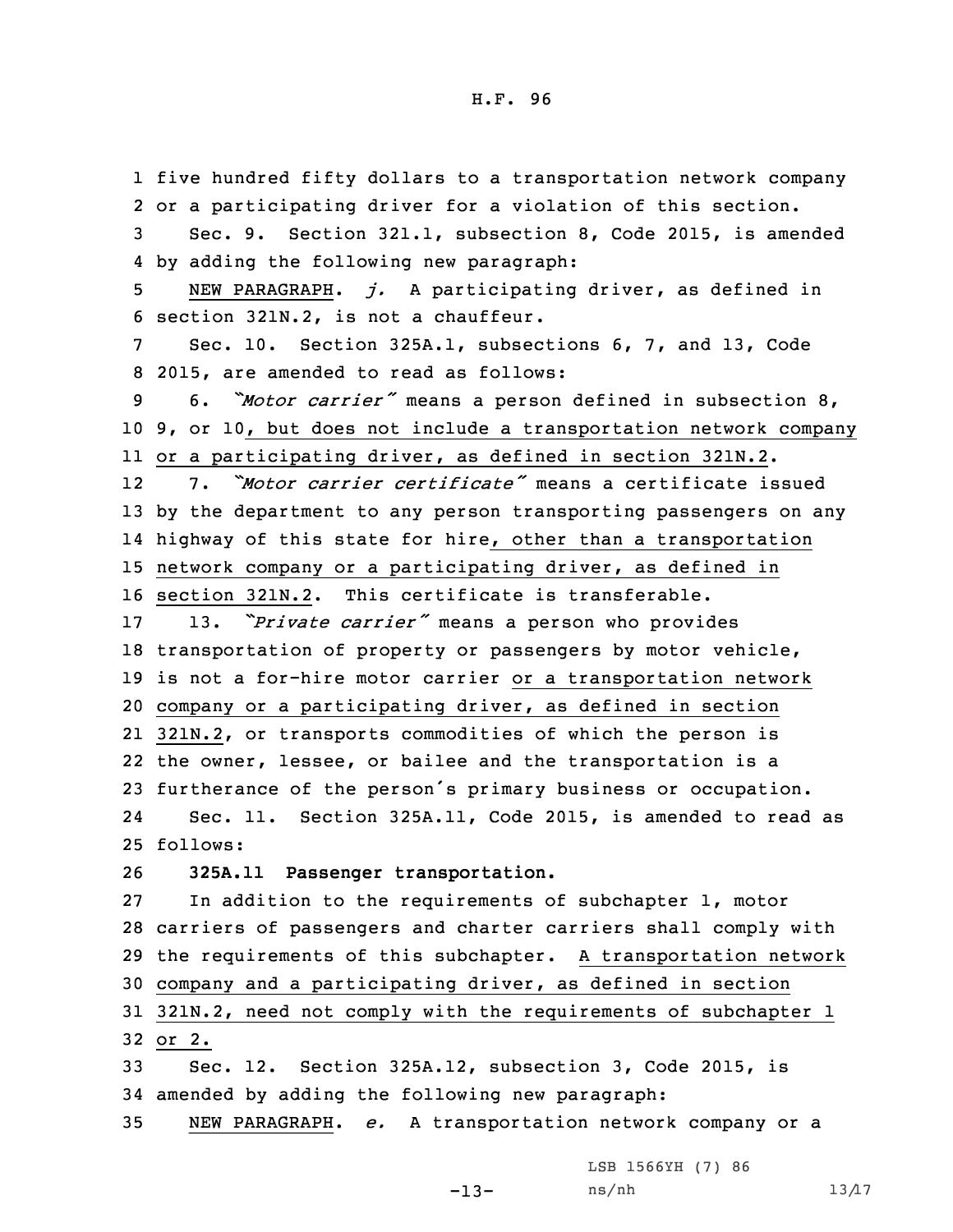five hundred fifty dollars to a transportation network company or a participating driver for a violation of this section.

Sec. 9. Section 321.1, subsection 8, Code 2015, is amended by adding the following new paragraph:

NEW PARAGRAPH. *j.* A participating driver, as defined in section 321N.2, is not a chauffeur.

Sec. 10. Section 325A.1, subsections 6, 7, and 13, Code 2015, are amended to read as follows:

6. *"Motor carrier"* means a person defined in subsection 8, 9, or 10, but does not include a transportation network company or a participating driver, as defined in section 321N.2.

7. *"Motor carrier certificate"* means a certificate issued by the department to any person transporting passengers on any highway of this state for hire, other than a transportation network company or a participating driver, as defined in section 321N.2. This certificate is transferable.

13. *"Private carrier"* means a person who provides transportation of property or passengers by motor vehicle, is not a for-hire motor carrier or a transportation network company or a participating driver, as defined in section 321N.2, or transports commodities of which the person is the owner, lessee, or bailee and the transportation is a furtherance of the person's primary business or occupation.

Sec. 11. Section 325A.11, Code 2015, is amended to read as follows:

**325A.11 Passenger transportation.**

In addition to the requirements of subchapter 1, motor carriers of passengers and charter carriers shall comply with the requirements of this subchapter. A transportation network company and a participating driver, as defined in section 321N.2, need not comply with the requirements of subchapter 1 or 2.

Sec. 12. Section 325A.12, subsection 3, Code 2015, is amended by adding the following new paragraph:

NEW PARAGRAPH. *e.* A transportation network company or a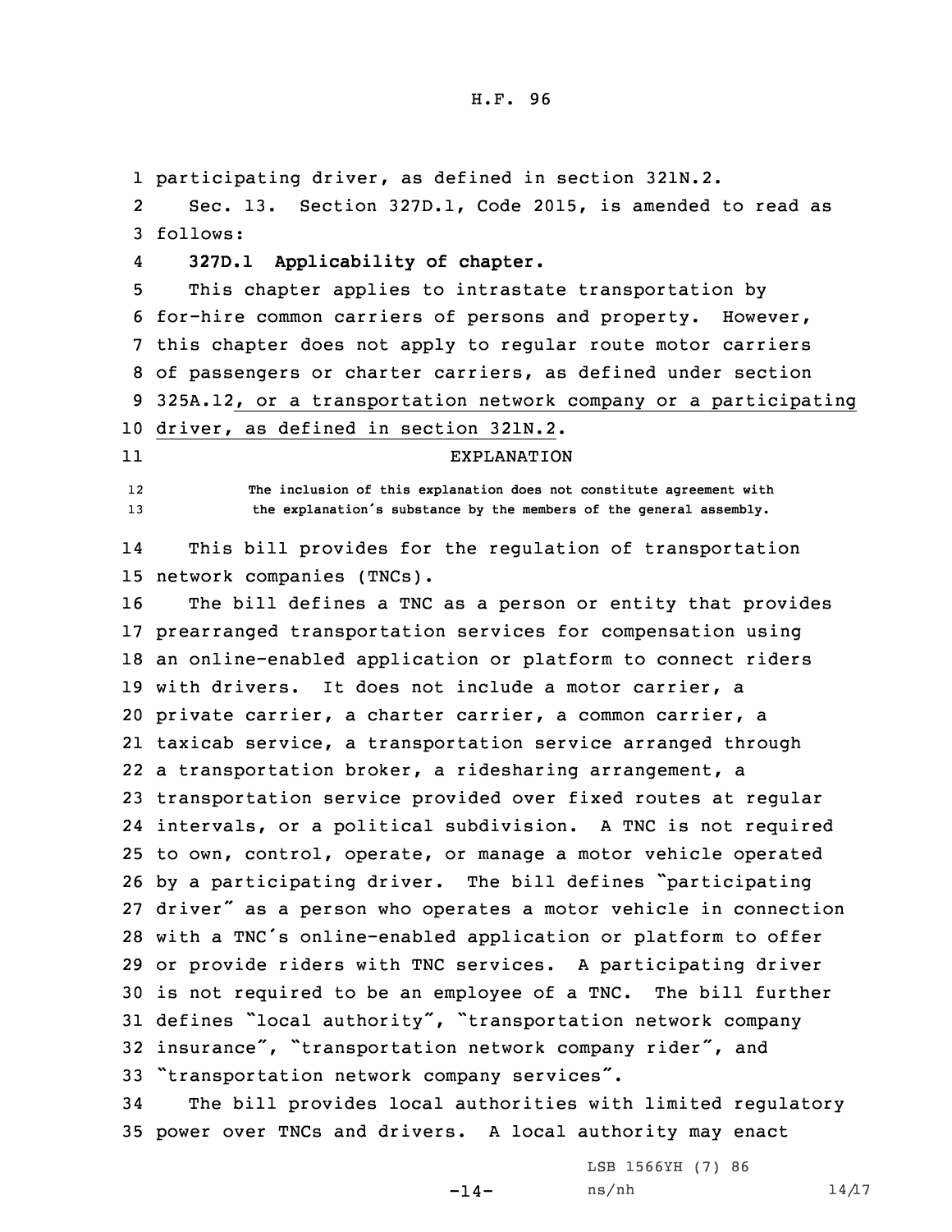participating driver, as defined in section 321N.2.

Sec. 13. Section 327D.1, Code 2015, is amended to read as follows:

**327D.1 Applicability of chapter.**

This chapter applies to intrastate transportation by for-hire common carriers of persons and property. However, this chapter does not apply to regular route motor carriers of passengers or charter carriers, as defined under section 325A.12, or a transportation network company or a participating driver, as defined in section 321N.2.

EXPLANATION

The inclusion of this explanation does not constitute agreement with the explanation's substance by the members of the general assembly.

This bill provides for the regulation of transportation network companies (TNCs).

The bill defines a TNC as a person or entity that provides prearranged transportation services for compensation using an online-enabled application or platform to connect riders with drivers. It does not include a motor carrier, a private carrier, a charter carrier, a common carrier, a taxicab service, a transportation service arranged through a transportation broker, a ridesharing arrangement, a transportation service provided over fixed routes at regular intervals, or a political subdivision. A TNC is not required to own, control, operate, or manage a motor vehicle operated by a participating driver. The bill defines "participating driver" as a person who operates a motor vehicle in connection with a TNC's online-enabled application or platform to offer or provide riders with TNC services. A participating driver is not required to be an employee of a TNC. The bill further defines "local authority", "transportation network company insurance", "transportation network company rider", and "transportation network company services".

The bill provides local authorities with limited regulatory power over TNCs and drivers. A local authority may enact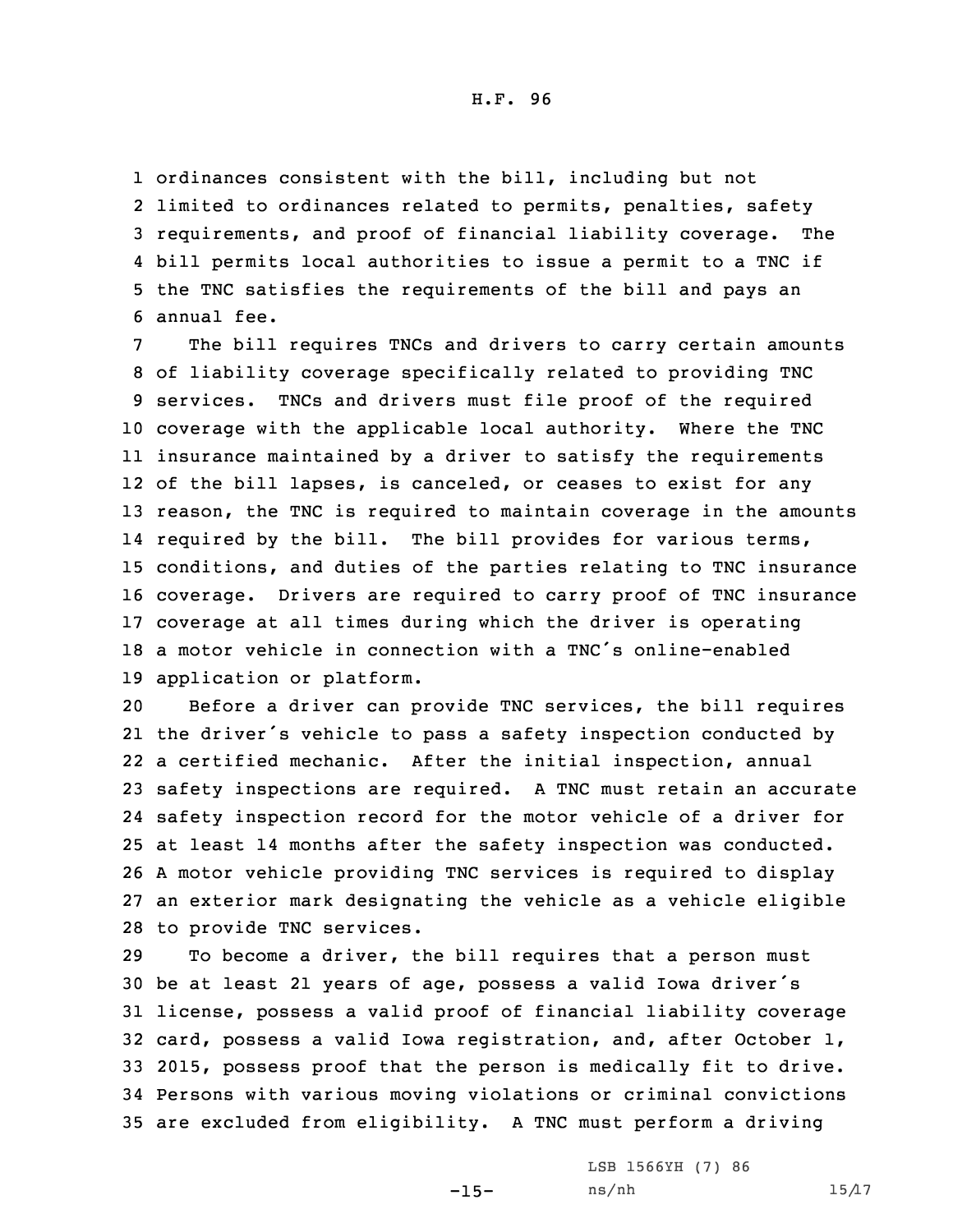ordinances consistent with the bill, including but not limited to ordinances related to permits, penalties, safety requirements, and proof of financial liability coverage. The bill permits local authorities to issue a permit to a TNC if the TNC satisfies the requirements of the bill and pays an annual fee.

The bill requires TNCs and drivers to carry certain amounts of liability coverage specifically related to providing TNC services. TNCs and drivers must file proof of the required coverage with the applicable local authority. Where the TNC insurance maintained by a driver to satisfy the requirements of the bill lapses, is canceled, or ceases to exist for any reason, the TNC is required to maintain coverage in the amounts required by the bill. The bill provides for various terms, conditions, and duties of the parties relating to TNC insurance coverage. Drivers are required to carry proof of TNC insurance coverage at all times during which the driver is operating a motor vehicle in connection with a TNC's online-enabled application or platform.

Before a driver can provide TNC services, the bill requires the driver's vehicle to pass a safety inspection conducted by a certified mechanic. After the initial inspection, annual safety inspections are required. A TNC must retain an accurate safety inspection record for the motor vehicle of a driver for at least 14 months after the safety inspection was conducted. A motor vehicle providing TNC services is required to display an exterior mark designating the vehicle as a vehicle eligible to provide TNC services.

To become a driver, the bill requires that a person must be at least 21 years of age, possess a valid Iowa driver's license, possess a valid proof of financial liability coverage card, possess a valid Iowa registration, and, after October 1, 2015, possess proof that the person is medically fit to drive. Persons with various moving violations or criminal convictions are excluded from eligibility. A TNC must perform a driving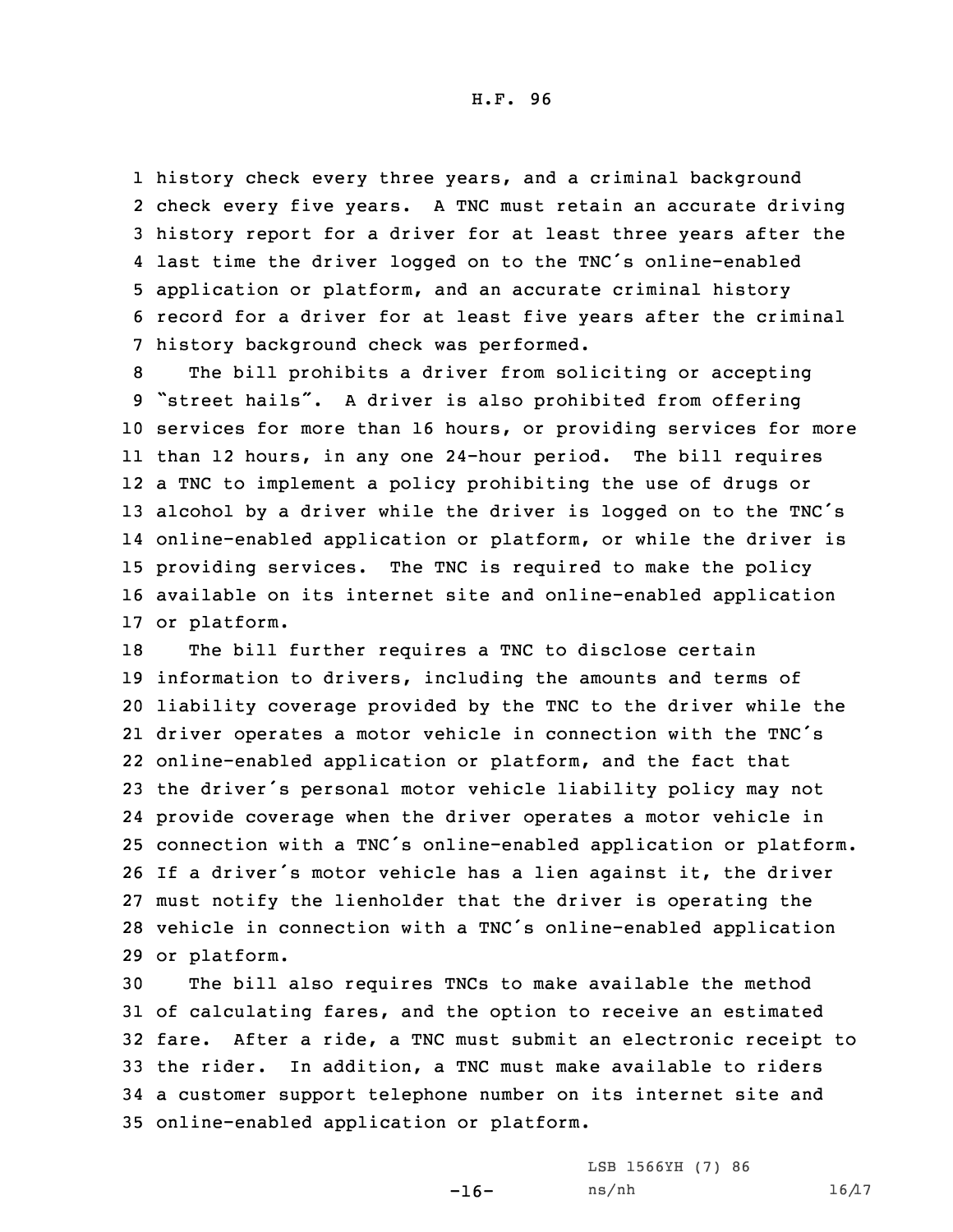history check every three years, and a criminal background check every five years. A TNC must retain an accurate driving history report for a driver for at least three years after the last time the driver logged on to the TNC's online-enabled application or platform, and an accurate criminal history record for a driver for at least five years after the criminal history background check was performed.

The bill prohibits a driver from soliciting or accepting "street hails". A driver is also prohibited from offering services for more than 16 hours, or providing services for more than 12 hours, in any one 24-hour period. The bill requires a TNC to implement a policy prohibiting the use of drugs or alcohol by a driver while the driver is logged on to the TNC's online-enabled application or platform, or while the driver is providing services. The TNC is required to make the policy available on its internet site and online-enabled application or platform.

The bill further requires a TNC to disclose certain information to drivers, including the amounts and terms of liability coverage provided by the TNC to the driver while the driver operates a motor vehicle in connection with the TNC's online-enabled application or platform, and the fact that the driver's personal motor vehicle liability policy may not provide coverage when the driver operates a motor vehicle in connection with a TNC's online-enabled application or platform. If a driver's motor vehicle has a lien against it, the driver must notify the lienholder that the driver is operating the vehicle in connection with a TNC's online-enabled application or platform.

The bill also requires TNCs to make available the method of calculating fares, and the option to receive an estimated fare. After a ride, a TNC must submit an electronic receipt to the rider. In addition, a TNC must make available to riders a customer support telephone number on its internet site and online-enabled application or platform.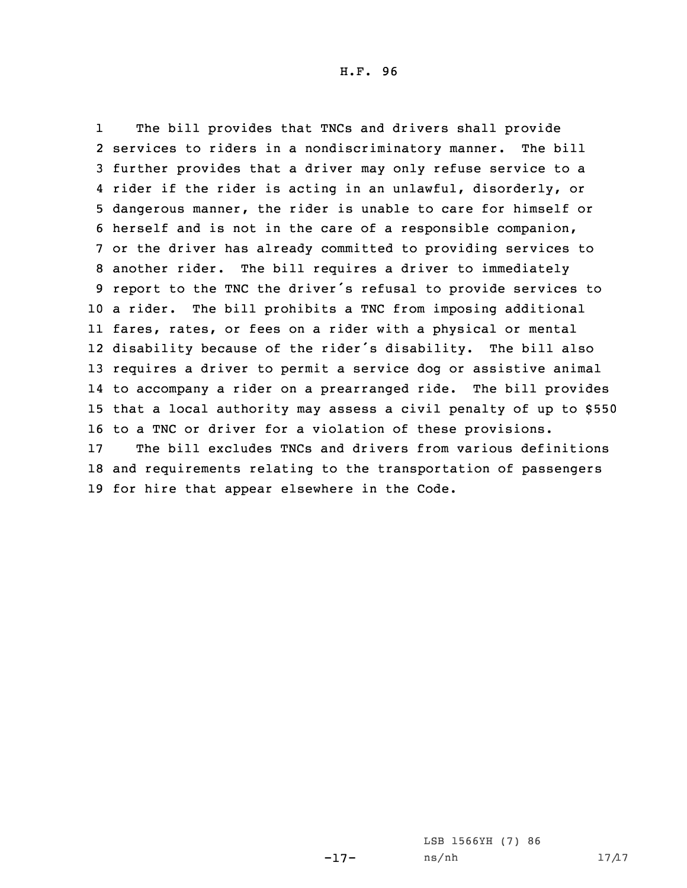The bill provides that TNCs and drivers shall provide services to riders in a nondiscriminatory manner. The bill further provides that a driver may only refuse service to a rider if the rider is acting in an unlawful, disorderly, or dangerous manner, the rider is unable to care for himself or herself and is not in the care of a responsible companion, or the driver has already committed to providing services to another rider. The bill requires a driver to immediately report to the TNC the driver's refusal to provide services to a rider. The bill prohibits a TNC from imposing additional fares, rates, or fees on a rider with a physical or mental disability because of the rider's disability. The bill also requires a driver to permit a service dog or assistive animal to accompany a rider on a prearranged ride. The bill provides that a local authority may assess a civil penalty of up to $550 to a TNC or driver for a violation of these provisions.

The bill excludes TNCs and drivers from various definitions and requirements relating to the transportation of passengers for hire that appear elsewhere in the Code.